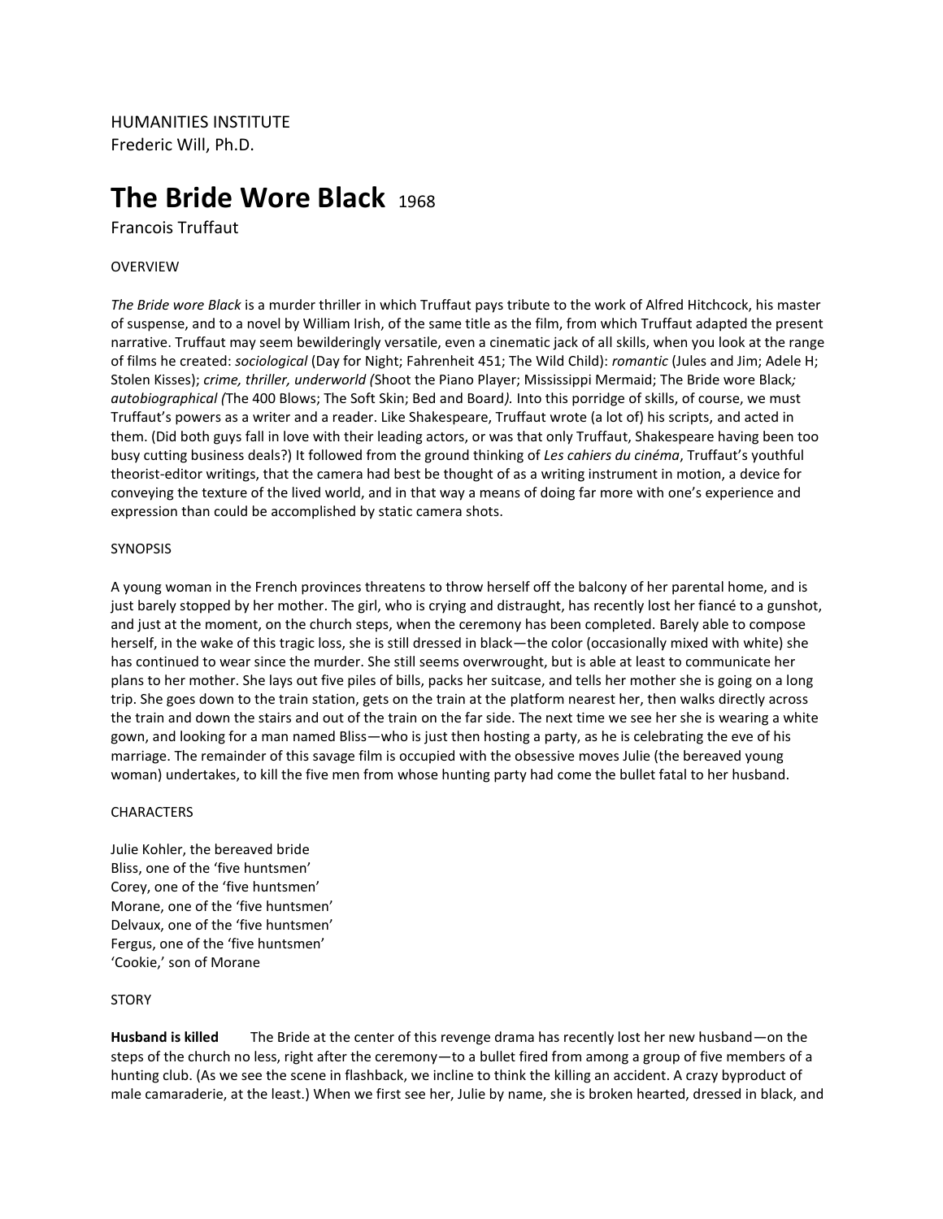HUMANITIES INSTITUTE
Frederic Will, Ph.D.

# The Bride Wore Black 1968

Francois Truffaut

OVERVIEW

*The Bride wore Black* is a murder thriller in which Truffaut pays tribute to the work of Alfred Hitchcock, his master of suspense, and to a novel by William Irish, of the same title as the film, from which Truffaut adapted the present narrative. Truffaut may seem bewilderingly versatile, even a cinematic jack of all skills, when you look at the range of films he created: *sociological* (Day for Night; Fahrenheit 451; The Wild Child): *romantic* (Jules and Jim; Adele H; Stolen Kisses); *crime, thriller, underworld (*Shoot the Piano Player; Mississippi Mermaid; The Bride wore Black*; autobiographical (*The 400 Blows; The Soft Skin; Bed and Board*).* Into this porridge of skills, of course, we must Truffaut's powers as a writer and a reader. Like Shakespeare, Truffaut wrote (a lot of) his scripts, and acted in them. (Did both guys fall in love with their leading actors, or was that only Truffaut, Shakespeare having been too busy cutting business deals?) It followed from the ground thinking of *Les cahiers du cinéma*, Truffaut's youthful theorist-editor writings, that the camera had best be thought of as a writing instrument in motion, a device for conveying the texture of the lived world, and in that way a means of doing far more with one's experience and expression than could be accomplished by static camera shots.

SYNOPSIS

A young woman in the French provinces threatens to throw herself off the balcony of her parental home, and is just barely stopped by her mother. The girl, who is crying and distraught, has recently lost her fiancé to a gunshot, and just at the moment, on the church steps, when the ceremony has been completed. Barely able to compose herself, in the wake of this tragic loss, she is still dressed in black—the color (occasionally mixed with white) she has continued to wear since the murder. She still seems overwrought, but is able at least to communicate her plans to her mother. She lays out five piles of bills, packs her suitcase, and tells her mother she is going on a long trip. She goes down to the train station, gets on the train at the platform nearest her, then walks directly across the train and down the stairs and out of the train on the far side. The next time we see her she is wearing a white gown, and looking for a man named Bliss—who is just then hosting a party, as he is celebrating the eve of his marriage. The remainder of this savage film is occupied with the obsessive moves Julie (the bereaved young woman) undertakes, to kill the five men from whose hunting party had come the bullet fatal to her husband.

CHARACTERS

Julie Kohler, the bereaved bride
Bliss, one of the 'five huntsmen'
Corey, one of the 'five huntsmen'
Morane, one of the 'five huntsmen'
Delvaux, one of the 'five huntsmen'
Fergus, one of the 'five huntsmen'
'Cookie,' son of Morane

STORY

**Husband is killed** The Bride at the center of this revenge drama has recently lost her new husband—on the steps of the church no less, right after the ceremony—to a bullet fired from among a group of five members of a hunting club. (As we see the scene in flashback, we incline to think the killing an accident. A crazy byproduct of male camaraderie, at the least.) When we first see her, Julie by name, she is broken hearted, dressed in black, and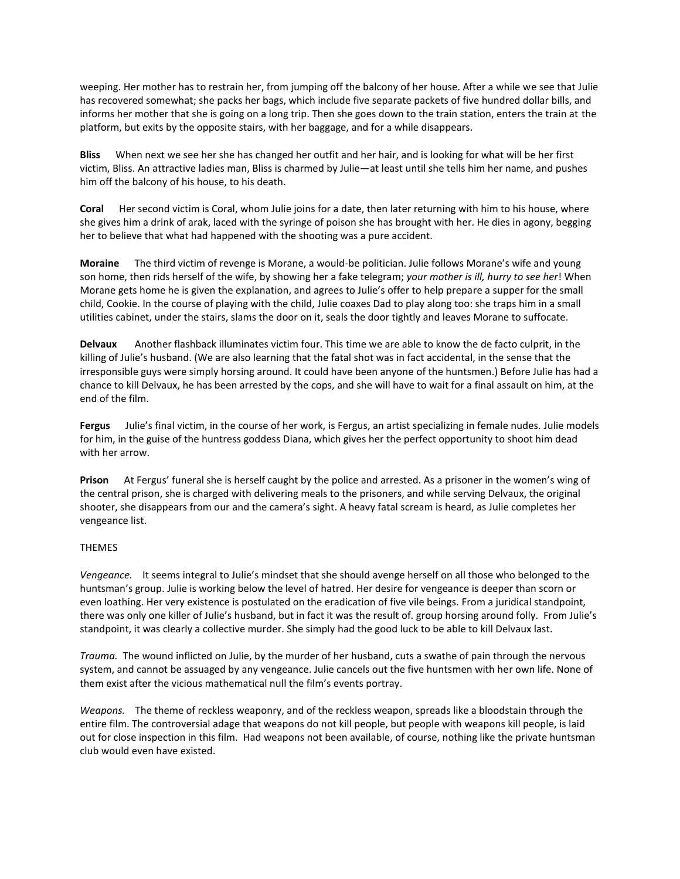weeping. Her mother has to restrain her, from jumping off the balcony of her house. After a while we see that Julie has recovered somewhat; she packs her bags, which include five separate packets of five hundred dollar bills, and informs her mother that she is going on a long trip. Then she goes down to the train station, enters the train at the platform, but exits by the opposite stairs, with her baggage, and for a while disappears.

**Bliss** When next we see her she has changed her outfit and her hair, and is looking for what will be her first victim, Bliss. An attractive ladies man, Bliss is charmed by Julie—at least until she tells him her name, and pushes him off the balcony of his house, to his death.

**Coral** Her second victim is Coral, whom Julie joins for a date, then later returning with him to his house, where she gives him a drink of arak, laced with the syringe of poison she has brought with her. He dies in agony, begging her to believe that what had happened with the shooting was a pure accident.

**Moraine** The third victim of revenge is Morane, a would-be politician. Julie follows Morane's wife and young son home, then rids herself of the wife, by showing her a fake telegram; *your mother is ill, hurry to see her*! When Morane gets home he is given the explanation, and agrees to Julie's offer to help prepare a supper for the small child, Cookie. In the course of playing with the child, Julie coaxes Dad to play along too: she traps him in a small utilities cabinet, under the stairs, slams the door on it, seals the door tightly and leaves Morane to suffocate.

**Delvaux** Another flashback illuminates victim four. This time we are able to know the de facto culprit, in the killing of Julie's husband. (We are also learning that the fatal shot was in fact accidental, in the sense that the irresponsible guys were simply horsing around. It could have been anyone of the huntsmen.) Before Julie has had a chance to kill Delvaux, he has been arrested by the cops, and she will have to wait for a final assault on him, at the end of the film.

**Fergus** Julie's final victim, in the course of her work, is Fergus, an artist specializing in female nudes. Julie models for him, in the guise of the huntress goddess Diana, which gives her the perfect opportunity to shoot him dead with her arrow.

**Prison** At Fergus' funeral she is herself caught by the police and arrested. As a prisoner in the women's wing of the central prison, she is charged with delivering meals to the prisoners, and while serving Delvaux, the original shooter, she disappears from our and the camera's sight. A heavy fatal scream is heard, as Julie completes her vengeance list.

THEMES

*Vengeance.* It seems integral to Julie's mindset that she should avenge herself on all those who belonged to the huntsman's group. Julie is working below the level of hatred. Her desire for vengeance is deeper than scorn or even loathing. Her very existence is postulated on the eradication of five vile beings. From a juridical standpoint, there was only one killer of Julie's husband, but in fact it was the result of. group horsing around folly. From Julie's standpoint, it was clearly a collective murder. She simply had the good luck to be able to kill Delvaux last.

*Trauma.* The wound inflicted on Julie, by the murder of her husband, cuts a swathe of pain through the nervous system, and cannot be assuaged by any vengeance. Julie cancels out the five huntsmen with her own life. None of them exist after the vicious mathematical null the film's events portray.

*Weapons.* The theme of reckless weaponry, and of the reckless weapon, spreads like a bloodstain through the entire film. The controversial adage that weapons do not kill people, but people with weapons kill people, is laid out for close inspection in this film. Had weapons not been available, of course, nothing like the private huntsman club would even have existed.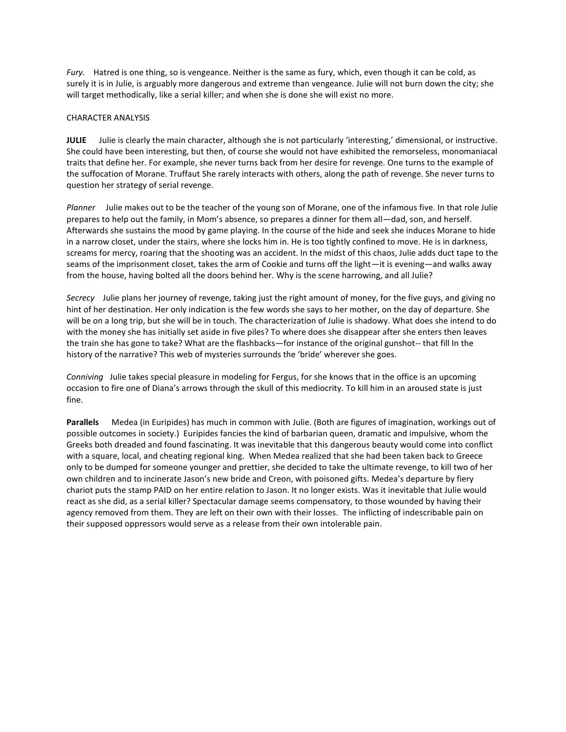*Fury.* Hatred is one thing, so is vengeance. Neither is the same as fury, which, even though it can be cold, as surely it is in Julie, is arguably more dangerous and extreme than vengeance. Julie will not burn down the city; she will target methodically, like a serial killer; and when she is done she will exist no more.

CHARACTER ANALYSIS

**JULIE** Julie is clearly the main character, although she is not particularly 'interesting,' dimensional, or instructive. She could have been interesting, but then, of course she would not have exhibited the remorseless, monomaniacal traits that define her. For example, she never turns back from her desire for revenge. One turns to the example of the suffocation of Morane. Truffaut She rarely interacts with others, along the path of revenge. She never turns to question her strategy of serial revenge.

*Planner* Julie makes out to be the teacher of the young son of Morane, one of the infamous five. In that role Julie prepares to help out the family, in Mom's absence, so prepares a dinner for them all—dad, son, and herself. Afterwards she sustains the mood by game playing. In the course of the hide and seek she induces Morane to hide in a narrow closet, under the stairs, where she locks him in. He is too tightly confined to move. He is in darkness, screams for mercy, roaring that the shooting was an accident. In the midst of this chaos, Julie adds duct tape to the seams of the imprisonment closet, takes the arm of Cookie and turns off the light—it is evening—and walks away from the house, having bolted all the doors behind her. Why is the scene harrowing, and all Julie?

*Secrecy* Julie plans her journey of revenge, taking just the right amount of money, for the five guys, and giving no hint of her destination. Her only indication is the few words she says to her mother, on the day of departure. She will be on a long trip, but she will be in touch. The characterization of Julie is shadowy. What does she intend to do with the money she has initially set aside in five piles? To where does she disappear after she enters then leaves the train she has gone to take? What are the flashbacks—for instance of the original gunshot-- that fill In the history of the narrative? This web of mysteries surrounds the 'bride' wherever she goes.

*Conniving* Julie takes special pleasure in modeling for Fergus, for she knows that in the office is an upcoming occasion to fire one of Diana's arrows through the skull of this mediocrity. To kill him in an aroused state is just fine.

**Parallels** Medea (in Euripides) has much in common with Julie. (Both are figures of imagination, workings out of possible outcomes in society.) Euripides fancies the kind of barbarian queen, dramatic and impulsive, whom the Greeks both dreaded and found fascinating. It was inevitable that this dangerous beauty would come into conflict with a square, local, and cheating regional king. When Medea realized that she had been taken back to Greece only to be dumped for someone younger and prettier, she decided to take the ultimate revenge, to kill two of her own children and to incinerate Jason's new bride and Creon, with poisoned gifts. Medea's departure by fiery chariot puts the stamp PAID on her entire relation to Jason. It no longer exists. Was it inevitable that Julie would react as she did, as a serial killer? Spectacular damage seems compensatory, to those wounded by having their agency removed from them. They are left on their own with their losses. The inflicting of indescribable pain on their supposed oppressors would serve as a release from their own intolerable pain.